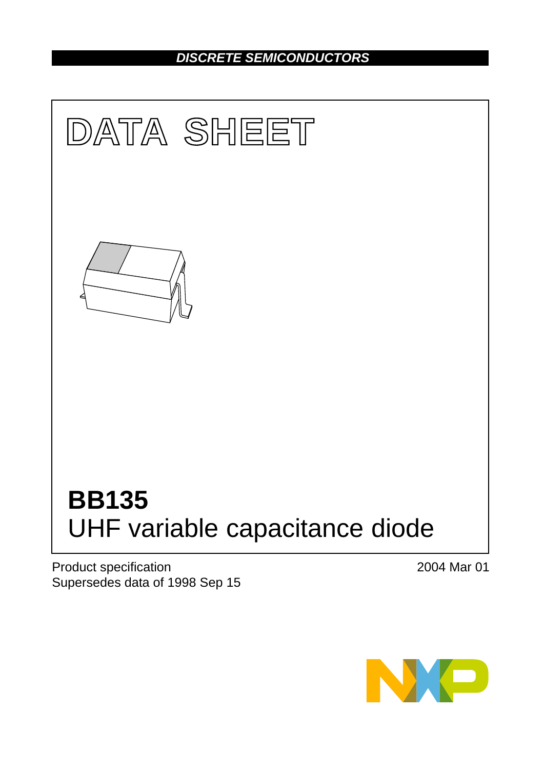DISCRETE SEMICONDUCTORS

# DATA SHEET

# BB135

## UHF variable capacitance diode

Product specification
Supersedes data of 1998 Sep 15

2004 Mar 01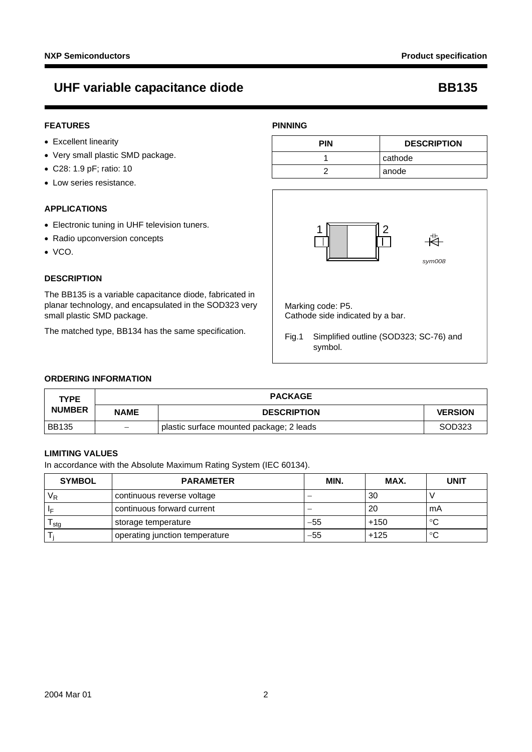# UHF variable capacitance diode — BB135

## FEATURES

- Excellent linearity
- Very small plastic SMD package.
- C28: 1.9 pF; ratio: 10
- Low series resistance.

## APPLICATIONS

- Electronic tuning in UHF television tuners.
- Radio upconversion concepts
- VCO.

## DESCRIPTION

The BB135 is a variable capacitance diode, fabricated in planar technology, and encapsulated in the SOD323 very small plastic SMD package.

The matched type, BB134 has the same specification.

## PINNING

| PIN | DESCRIPTION |
|---|---|
| 1 | cathode |
| 2 | anode |

Marking code: P5.
Cathode side indicated by a bar.

Fig.1 Simplified outline (SOD323; SC-76) and symbol.

## ORDERING INFORMATION

| TYPE NUMBER | PACKAGE | | |
|---|---|---|---|
| | NAME | DESCRIPTION | VERSION |
| BB135 | − | plastic surface mounted package; 2 leads | SOD323 |

## LIMITING VALUES

In accordance with the Absolute Maximum Rating System (IEC 60134).

| SYMBOL | PARAMETER | MIN. | MAX. | UNIT |
|---|---|---|---|---|
| $V_R$ | continuous reverse voltage | − | 30 | V |
| $I_F$ | continuous forward current | − | 20 | mA |
| $T_{stg}$ | storage temperature | −55 | +150 | °C |
| $T_j$ | operating junction temperature | −55 | +125 | °C |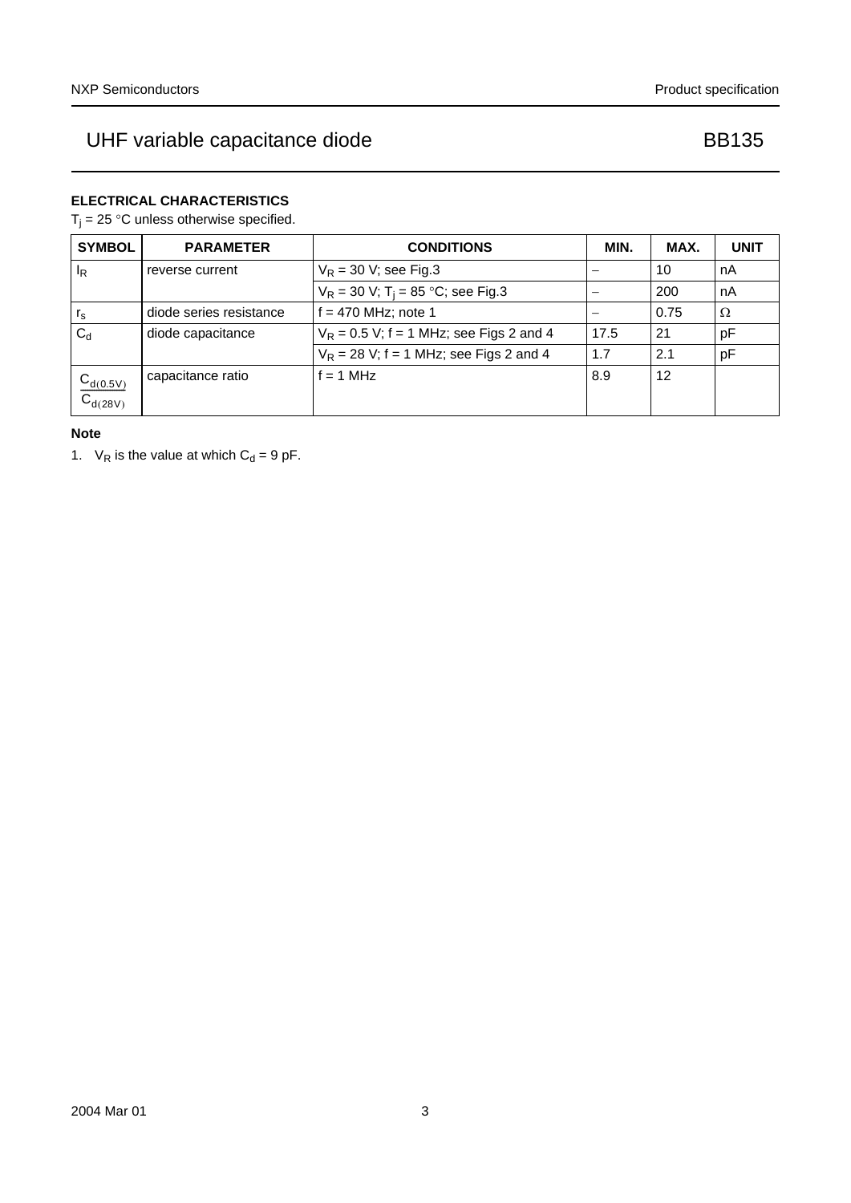# UHF variable capacitance diode BB135

## ELECTRICAL CHARACTERISTICS

$T_j$ = 25 °C unless otherwise specified.

| SYMBOL | PARAMETER | CONDITIONS | MIN. | MAX. | UNIT |
|---|---|---|---|---|---|
| $I_R$ | reverse current | $V_R$ = 30 V; see Fig.3 | – | 10 | nA |
| | | $V_R$ = 30 V; $T_j$ = 85 °C; see Fig.3 | – | 200 | nA |
| $r_s$ | diode series resistance | f = 470 MHz; note 1 | – | 0.75 | Ω |
| $C_d$ | diode capacitance | $V_R$ = 0.5 V; f = 1 MHz; see Figs 2 and 4 | 17.5 | 21 | pF |
| | | $V_R$ = 28 V; f = 1 MHz; see Figs 2 and 4 | 1.7 | 2.1 | pF |
| $\frac{C_{d(0.5V)}}{C_{d(28V)}}$ | capacitance ratio | f = 1 MHz | 8.9 | 12 | |

**Note**

1. $V_R$ is the value at which $C_d$ = 9 pF.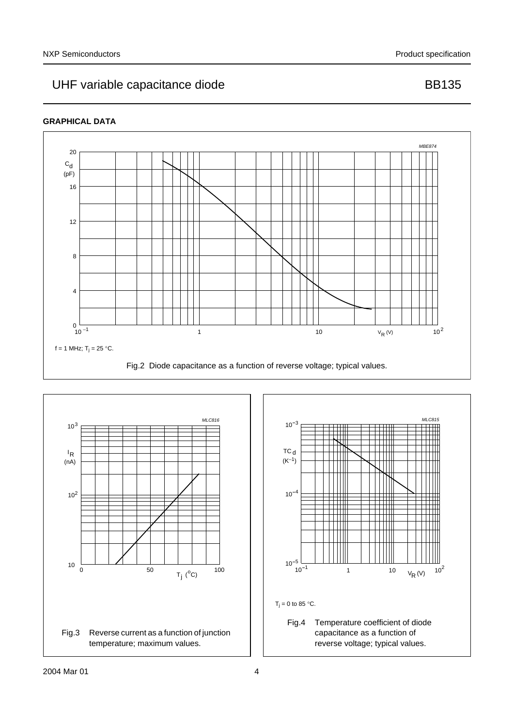## GRAPHICAL DATA

$f = 1$ MHz; $T_j = 25$ °C.

Fig.2 Diode capacitance as a function of reverse voltage; typical values.

Fig.3 Reverse current as a function of junction temperature; maximum values.

$T_j = 0$ to 85 °C.

Fig.4 Temperature coefficient of diode capacitance as a function of reverse voltage; typical values.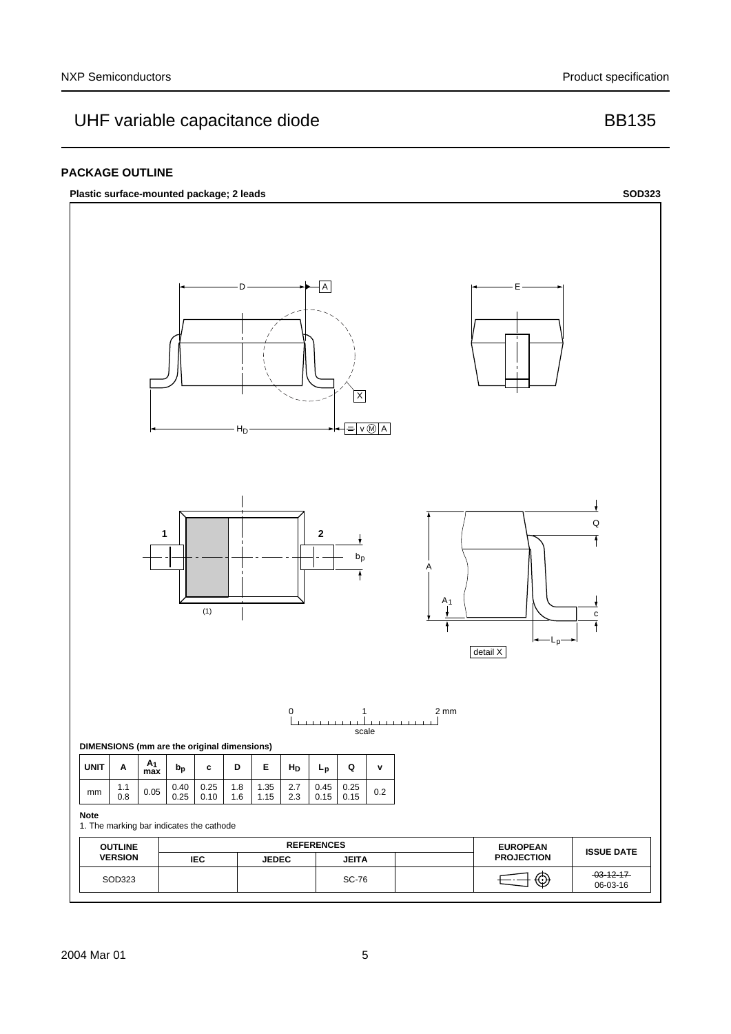## PACKAGE OUTLINE

**Plastic surface-mounted package; 2 leads** **SOD323**

**DIMENSIONS (mm are the original dimensions)**

| UNIT | A | $A_1$ max | $b_p$ | c | D | E | $H_D$ | $L_p$ | Q | v |
|---|---|---|---|---|---|---|---|---|---|---|
| mm | 1.1<br>0.8 | 0.05 | 0.40<br>0.25 | 0.25<br>0.10 | 1.8<br>1.6 | 1.35<br>1.15 | 2.7<br>2.3 | 0.45<br>0.15 | 0.25<br>0.15 | 0.2 |

**Note**

1. The marking bar indicates the cathode

| OUTLINE VERSION | REFERENCES | | | | EUROPEAN PROJECTION | ISSUE DATE |
|---|---|---|---|---|---|---|
| | IEC | JEDEC | JEITA | | | |
| SOD323 | | | SC-76 | | | ~~03-12-17~~<br>06-03-16 |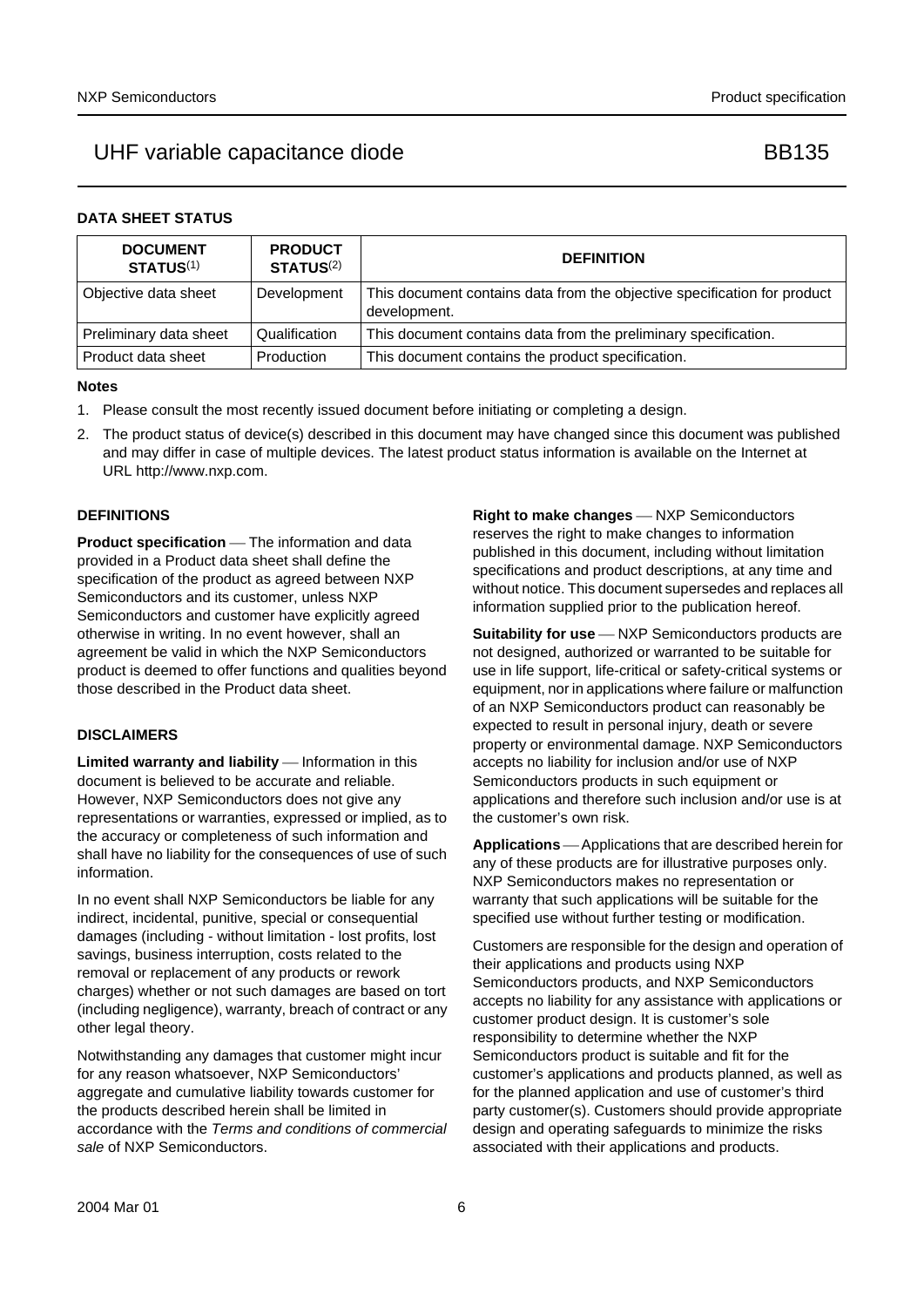## DATA SHEET STATUS

| DOCUMENT STATUS[1] | PRODUCT STATUS[2] | DEFINITION |
|---|---|---|
| Objective data sheet | Development | This document contains data from the objective specification for product development. |
| Preliminary data sheet | Qualification | This document contains data from the preliminary specification. |
| Product data sheet | Production | This document contains the product specification. |

### Notes

1. Please consult the most recently issued document before initiating or completing a design.
2. The product status of device(s) described in this document may have changed since this document was published and may differ in case of multiple devices. The latest product status information is available on the Internet at URL http://www.nxp.com.

## DEFINITIONS

**Product specification** — The information and data provided in a Product data sheet shall define the specification of the product as agreed between NXP Semiconductors and its customer, unless NXP Semiconductors and customer have explicitly agreed otherwise in writing. In no event however, shall an agreement be valid in which the NXP Semiconductors product is deemed to offer functions and qualities beyond those described in the Product data sheet.

## DISCLAIMERS

**Limited warranty and liability** — Information in this document is believed to be accurate and reliable. However, NXP Semiconductors does not give any representations or warranties, expressed or implied, as to the accuracy or completeness of such information and shall have no liability for the consequences of use of such information.

In no event shall NXP Semiconductors be liable for any indirect, incidental, punitive, special or consequential damages (including - without limitation - lost profits, lost savings, business interruption, costs related to the removal or replacement of any products or rework charges) whether or not such damages are based on tort (including negligence), warranty, breach of contract or any other legal theory.

Notwithstanding any damages that customer might incur for any reason whatsoever, NXP Semiconductors' aggregate and cumulative liability towards customer for the products described herein shall be limited in accordance with the *Terms and conditions of commercial sale* of NXP Semiconductors.

**Right to make changes** — NXP Semiconductors reserves the right to make changes to information published in this document, including without limitation specifications and product descriptions, at any time and without notice. This document supersedes and replaces all information supplied prior to the publication hereof.

**Suitability for use** — NXP Semiconductors products are not designed, authorized or warranted to be suitable for use in life support, life-critical or safety-critical systems or equipment, nor in applications where failure or malfunction of an NXP Semiconductors product can reasonably be expected to result in personal injury, death or severe property or environmental damage. NXP Semiconductors accepts no liability for inclusion and/or use of NXP Semiconductors products in such equipment or applications and therefore such inclusion and/or use is at the customer's own risk.

**Applications** — Applications that are described herein for any of these products are for illustrative purposes only. NXP Semiconductors makes no representation or warranty that such applications will be suitable for the specified use without further testing or modification.

Customers are responsible for the design and operation of their applications and products using NXP Semiconductors products, and NXP Semiconductors accepts no liability for any assistance with applications or customer product design. It is customer's sole responsibility to determine whether the NXP Semiconductors product is suitable and fit for the customer's applications and products planned, as well as for the planned application and use of customer's third party customer(s). Customers should provide appropriate design and operating safeguards to minimize the risks associated with their applications and products.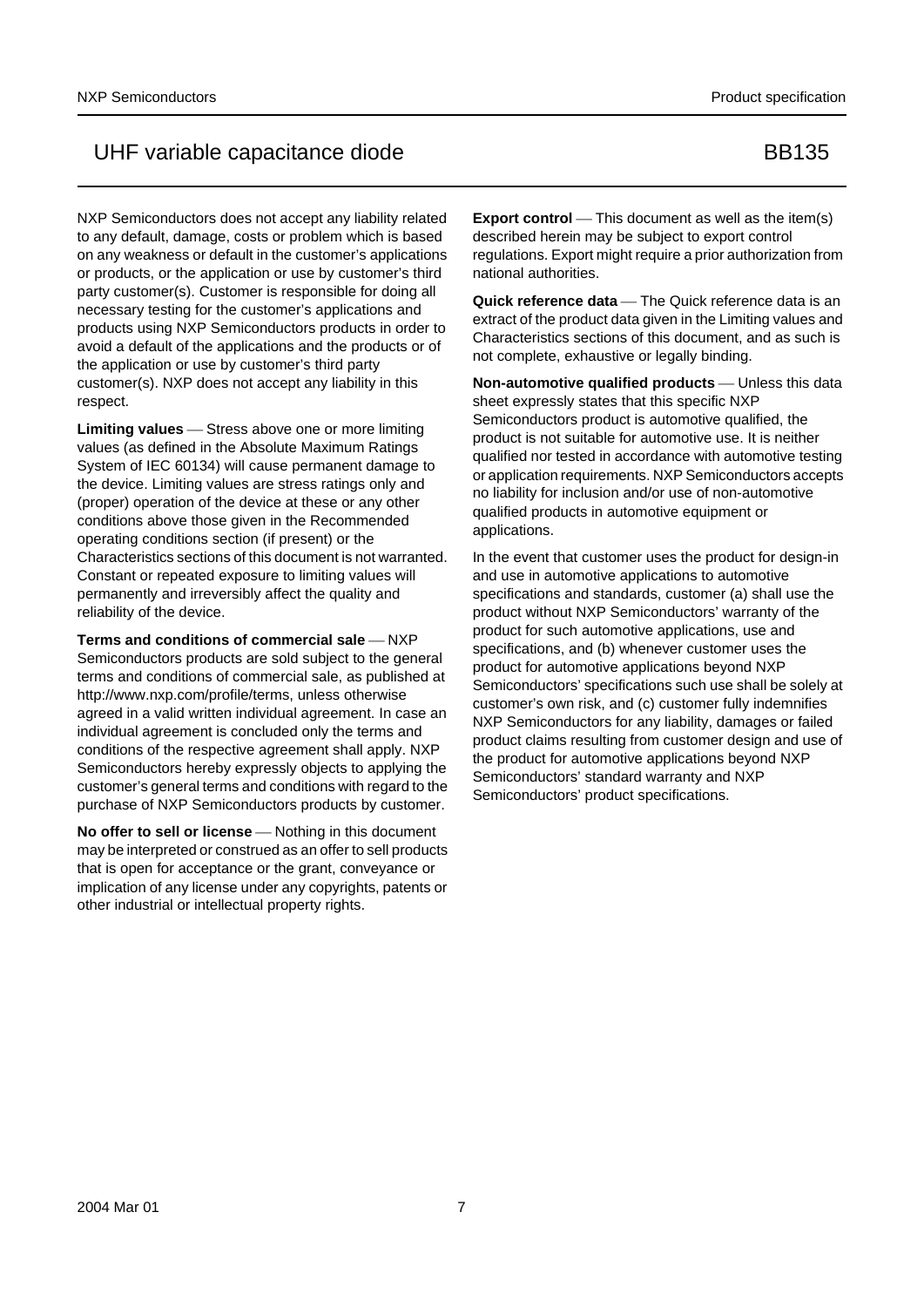NXP Semiconductors does not accept any liability related to any default, damage, costs or problem which is based on any weakness or default in the customer's applications or products, or the application or use by customer's third party customer(s). Customer is responsible for doing all necessary testing for the customer's applications and products using NXP Semiconductors products in order to avoid a default of the applications and the products or of the application or use by customer's third party customer(s). NXP does not accept any liability in this respect.

**Limiting values** — Stress above one or more limiting values (as defined in the Absolute Maximum Ratings System of IEC 60134) will cause permanent damage to the device. Limiting values are stress ratings only and (proper) operation of the device at these or any other conditions above those given in the Recommended operating conditions section (if present) or the Characteristics sections of this document is not warranted. Constant or repeated exposure to limiting values will permanently and irreversibly affect the quality and reliability of the device.

**Terms and conditions of commercial sale** — NXP Semiconductors products are sold subject to the general terms and conditions of commercial sale, as published at http://www.nxp.com/profile/terms, unless otherwise agreed in a valid written individual agreement. In case an individual agreement is concluded only the terms and conditions of the respective agreement shall apply. NXP Semiconductors hereby expressly objects to applying the customer's general terms and conditions with regard to the purchase of NXP Semiconductors products by customer.

**No offer to sell or license** — Nothing in this document may be interpreted or construed as an offer to sell products that is open for acceptance or the grant, conveyance or implication of any license under any copyrights, patents or other industrial or intellectual property rights.

**Export control** — This document as well as the item(s) described herein may be subject to export control regulations. Export might require a prior authorization from national authorities.

**Quick reference data** — The Quick reference data is an extract of the product data given in the Limiting values and Characteristics sections of this document, and as such is not complete, exhaustive or legally binding.

**Non-automotive qualified products** — Unless this data sheet expressly states that this specific NXP Semiconductors product is automotive qualified, the product is not suitable for automotive use. It is neither qualified nor tested in accordance with automotive testing or application requirements. NXP Semiconductors accepts no liability for inclusion and/or use of non-automotive qualified products in automotive equipment or applications.

In the event that customer uses the product for design-in and use in automotive applications to automotive specifications and standards, customer (a) shall use the product without NXP Semiconductors' warranty of the product for such automotive applications, use and specifications, and (b) whenever customer uses the product for automotive applications beyond NXP Semiconductors' specifications such use shall be solely at customer's own risk, and (c) customer fully indemnifies NXP Semiconductors for any liability, damages or failed product claims resulting from customer design and use of the product for automotive applications beyond NXP Semiconductors' standard warranty and NXP Semiconductors' product specifications.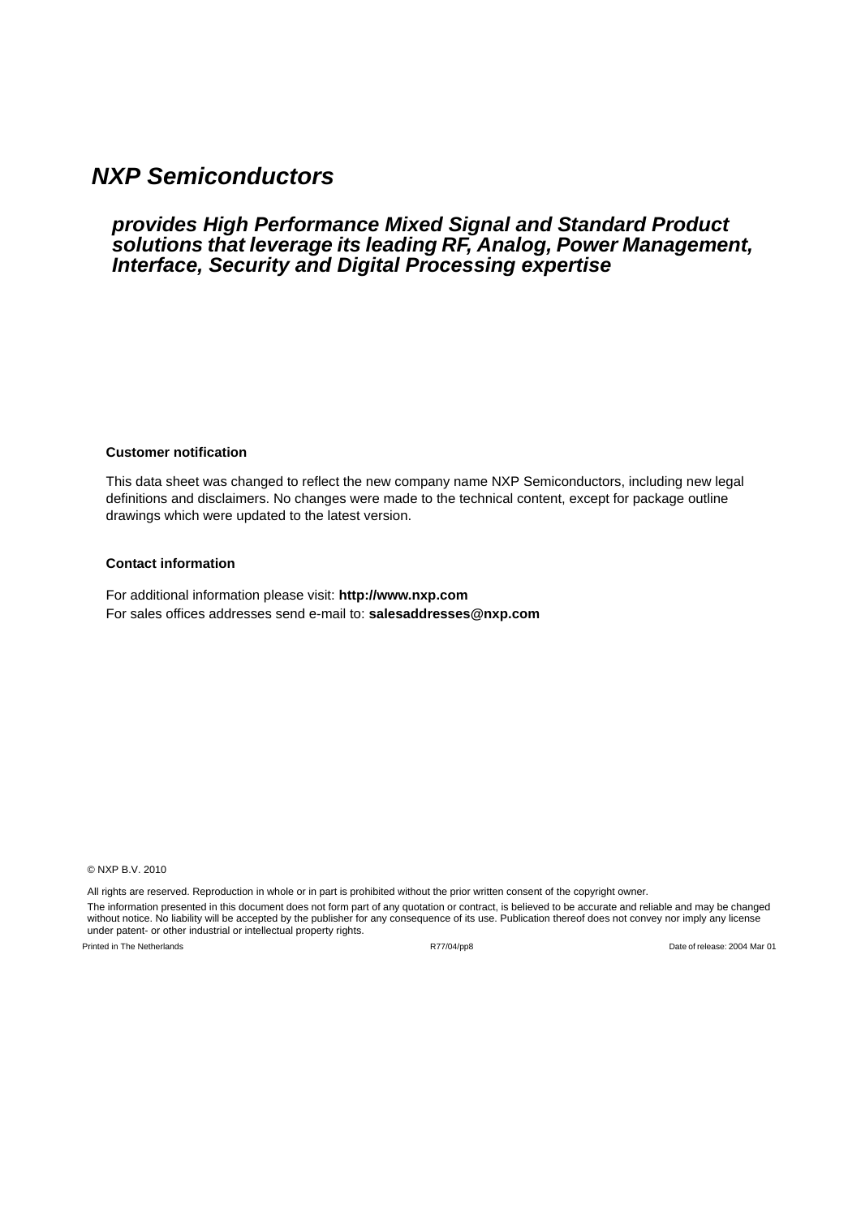# *NXP Semiconductors*

***provides High Performance Mixed Signal and Standard Product solutions that leverage its leading RF, Analog, Power Management, Interface, Security and Digital Processing expertise***

### Customer notification

This data sheet was changed to reflect the new company name NXP Semiconductors, including new legal definitions and disclaimers. No changes were made to the technical content, except for package outline drawings which were updated to the latest version.

### Contact information

For additional information please visit: **http://www.nxp.com**
For sales offices addresses send e-mail to: **salesaddresses@nxp.com**

© NXP B.V. 2010

All rights are reserved. Reproduction in whole or in part is prohibited without the prior written consent of the copyright owner.

The information presented in this document does not form part of any quotation or contract, is believed to be accurate and reliable and may be changed without notice. No liability will be accepted by the publisher for any consequence of its use. Publication thereof does not convey nor imply any license under patent- or other industrial or intellectual property rights.

Printed in The Netherlands R77/04/pp8 Date of release: 2004 Mar 01